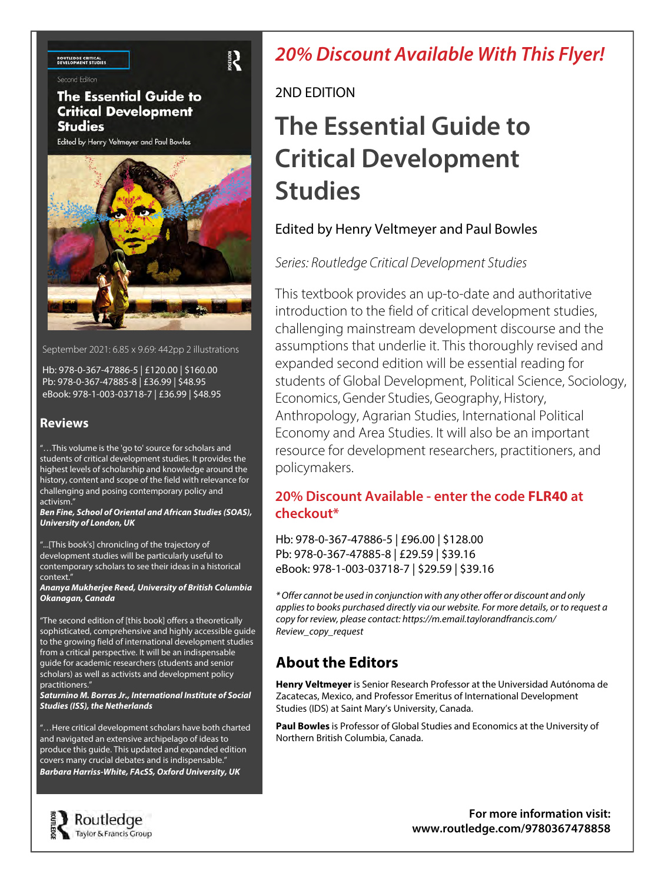# 20% Discount Available With This Flyer!

2ND EDITION

# The Essential Guide to Critical Development Studies

Edited by Henry Veltmeyer and Paul Bowles

*Series: Routledge Critical Development Studies*

This textbook provides an up-to-date and authoritative introduction to the field of critical development studies, challenging mainstream development discourse and the assumptions that underlie it. This thoroughly revised and expanded second edition will be essential reading for students of Global Development, Political Science, Sociology, Economics, Gender Studies, Geography, History, Anthropology, Agrarian Studies, International Political Economy and Area Studies. It will also be an important resource for development researchers, practitioners, and policymakers.

September 2021: 6.85 x 9.69: 442pp 2 illustrations

Hb: 978-0-367-47886-5 | £120.00 | $160.00
Pb: 978-0-367-47885-8 | £36.99 | $48.95
eBook: 978-1-003-03718-7 | £36.99 | $48.95

## 20% Discount Available - enter the code **FLR40** at checkout*

Hb: 978-0-367-47886-5 | £96.00 | $128.00
Pb: 978-0-367-47885-8 | £29.59 | $39.16
eBook: 978-1-003-03718-7 | $29.59 | $39.16

*\* Offer cannot be used in conjunction with any other offer or discount and only applies to books purchased directly via our website. For more details, or to request a copy for review, please contact: https://m.email.taylorandfrancis.com/Review_copy_request*

## Reviews

"…This volume is the 'go to' source for scholars and students of critical development studies. It provides the highest levels of scholarship and knowledge around the history, content and scope of the field with relevance for challenging and posing contemporary policy and activism."
***Ben Fine, School of Oriental and African Studies (SOAS), University of London, UK***

"...[This book's] chronicling of the trajectory of development studies will be particularly useful to contemporary scholars to see their ideas in a historical context."
***Ananya Mukherjee Reed, University of British Columbia Okanagan, Canada***

"The second edition of [this book] offers a theoretically sophisticated, comprehensive and highly accessible guide to the growing field of international development studies from a critical perspective. It will be an indispensable guide for academic researchers (students and senior scholars) as well as activists and development policy practitioners."
***Saturnino M. Borras Jr., International Institute of Social Studies (ISS), the Netherlands***

"…Here critical development scholars have both charted and navigated an extensive archipelago of ideas to produce this guide. This updated and expanded edition covers many crucial debates and is indispensable."
***Barbara Harriss-White, FAcSS, Oxford University, UK***

## About the Editors

**Henry Veltmeyer** is Senior Research Professor at the Universidad Autónoma de Zacatecas, Mexico, and Professor Emeritus of International Development Studies (IDS) at Saint Mary's University, Canada.

**Paul Bowles** is Professor of Global Studies and Economics at the University of Northern British Columbia, Canada.

Routledge
Taylor & Francis Group

**For more information visit: www.routledge.com/9780367478858**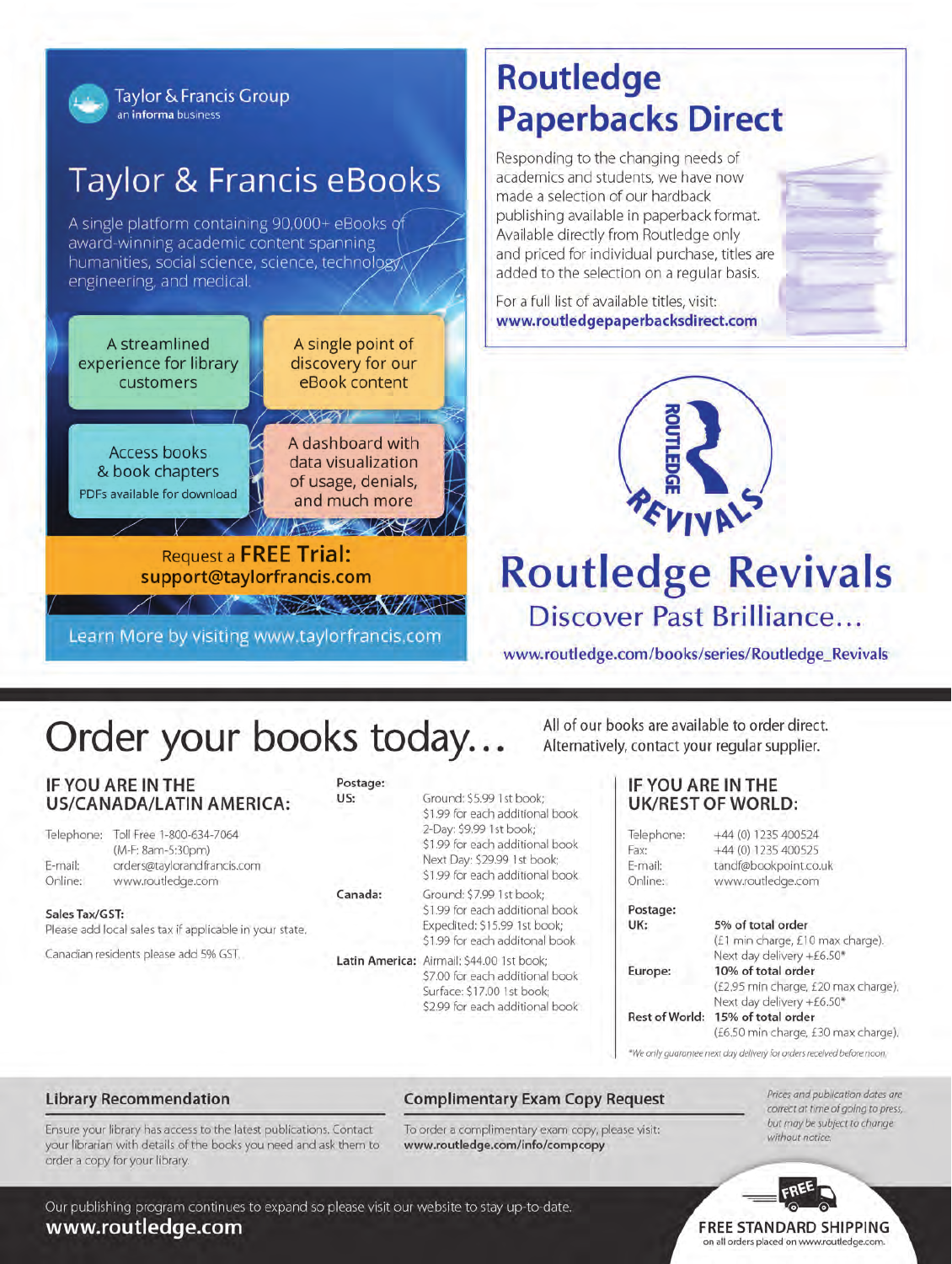Taylor & Francis Group
an informa business

# Taylor & Francis eBooks

A single platform containing 90,000+ eBooks of award-winning academic content spanning humanities, social science, science, technology, engineering, and medical.

- A streamlined experience for library customers
- A single point of discovery for our eBook content
- Access books & book chapters
  PDFs available for download
- A dashboard with data visualization of usage, denials, and much more

Request a **FREE Trial:**
**support@taylorfrancis.com**

Learn More by visiting www.taylorfrancis.com

# Routledge Paperbacks Direct

Responding to the changing needs of academics and students, we have now made a selection of our hardback publishing available in paperback format. Available directly from Routledge only and priced for individual purchase, titles are added to the selection on a regular basis.

For a full list of available titles, visit:
**www.routledgepaperbacksdirect.com**

ROUTLEDGE REVIVALS

# Routledge Revivals

Discover Past Brilliance…

**www.routledge.com/books/series/Routledge_Revivals**

# Order your books today…

All of our books are available to order direct. Alternatively, contact your regular supplier.

## IF YOU ARE IN THE US/CANADA/LATIN AMERICA:

| | |
|---|---|
| Telephone: | Toll Free 1-800-634-7064 (M-F: 8am-5:30pm) |
| E-mail: | orders@taylorandfrancis.com |
| Online: | www.routledge.com |

**Sales Tax/GST:**
Please add local sales tax if applicable in your state.

Canadian residents please add 5% GST.

**Postage:**

| | |
|---|---|
| **US:** | Ground: $5.99 1st book; $1.99 for each additional book<br>2-Day: $9.99 1st book; $1.99 for each additional book<br>Next Day: $29.99 1st book; $1.99 for each additional book |
| **Canada:** | Ground: $7.99 1st book; $1.99 for each additional book<br>Expedited: $15.99 1st book; $1.99 for each additonal book |
| **Latin America:** | Airmail: $44.00 1st book; $7.00 for each additional book<br>Surface: $17.00 1st book; $2.99 for each additional book |

## IF YOU ARE IN THE UK/REST OF WORLD:

| | |
|---|---|
| Telephone: | +44 (0) 1235 400524 |
| Fax: | +44 (0) 1235 400525 |
| E-mail: | tandf@bookpoint.co.uk |
| Online: | www.routledge.com |

**Postage:**

| | |
|---|---|
| **UK:** | **5% of total order** (£1 min charge, £10 max charge). Next day delivery +£6.50* |
| **Europe:** | **10% of total order** (£2.95 min charge, £20 max charge). Next day delivery +£6.50* |
| **Rest of World:** | **15% of total order** (£6.50 min charge, £30 max charge). |

*We only guarantee next day delivery for orders received before noon.

### Library Recommendation

Ensure your library has access to the latest publications. Contact your librarian with details of the books you need and ask them to order a copy for your library.

### Complimentary Exam Copy Request

To order a complimentary exam copy, please visit:
**www.routledge.com/info/compcopy**

*Prices and publication dates are correct at time of going to press, but may be subject to change without notice.*

Our publishing program continues to expand so please visit our website to stay up-to-date.
**www.routledge.com**

**FREE STANDARD SHIPPING**
on all orders placed on www.routledge.com.